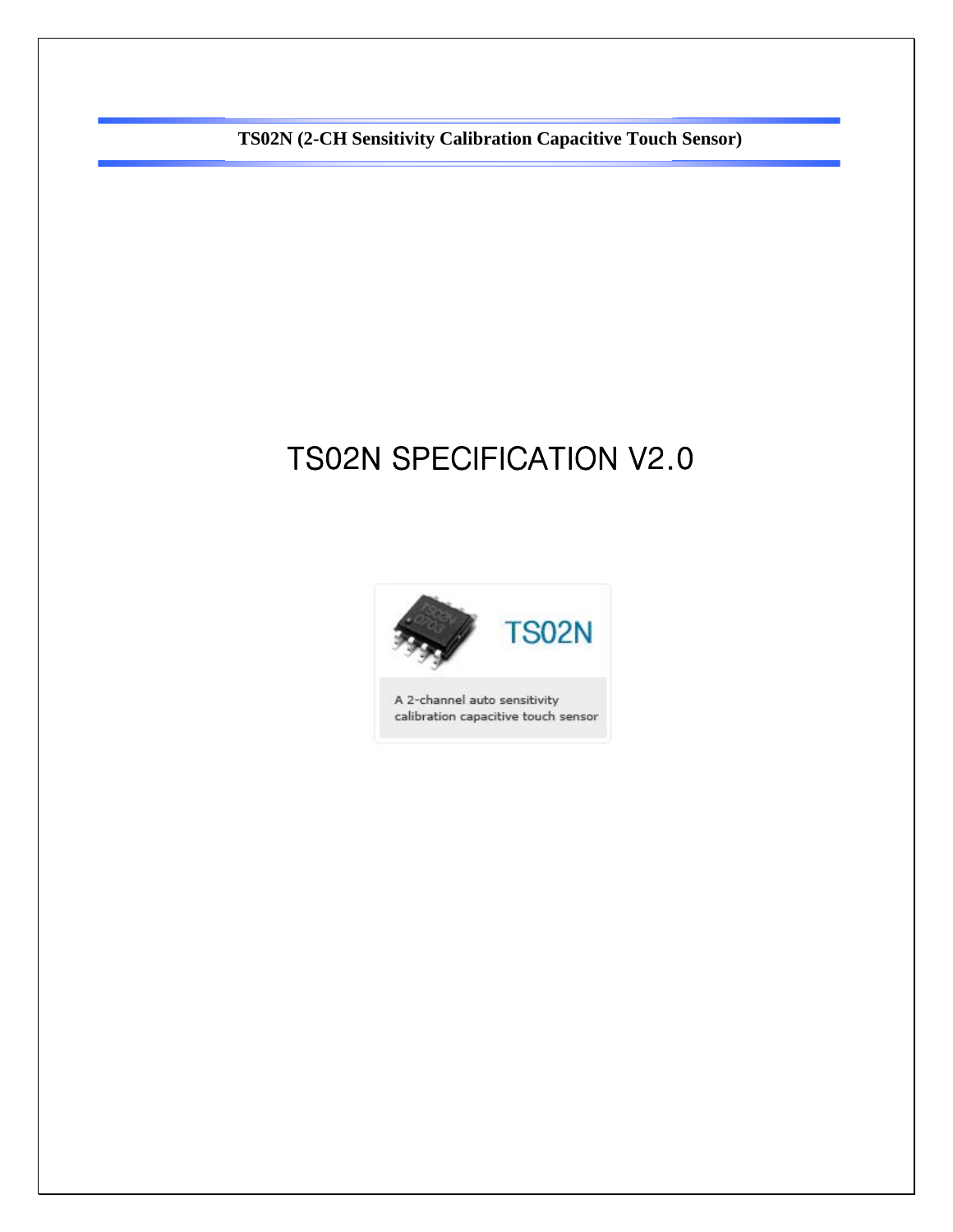**TS02N (2-CH Sensitivity Calibration Capacitive Touch Sensor)**

# TS02N SPECIFICATION V2.0

TS02N

A 2-channel auto sensitivity calibration capacitive touch sensor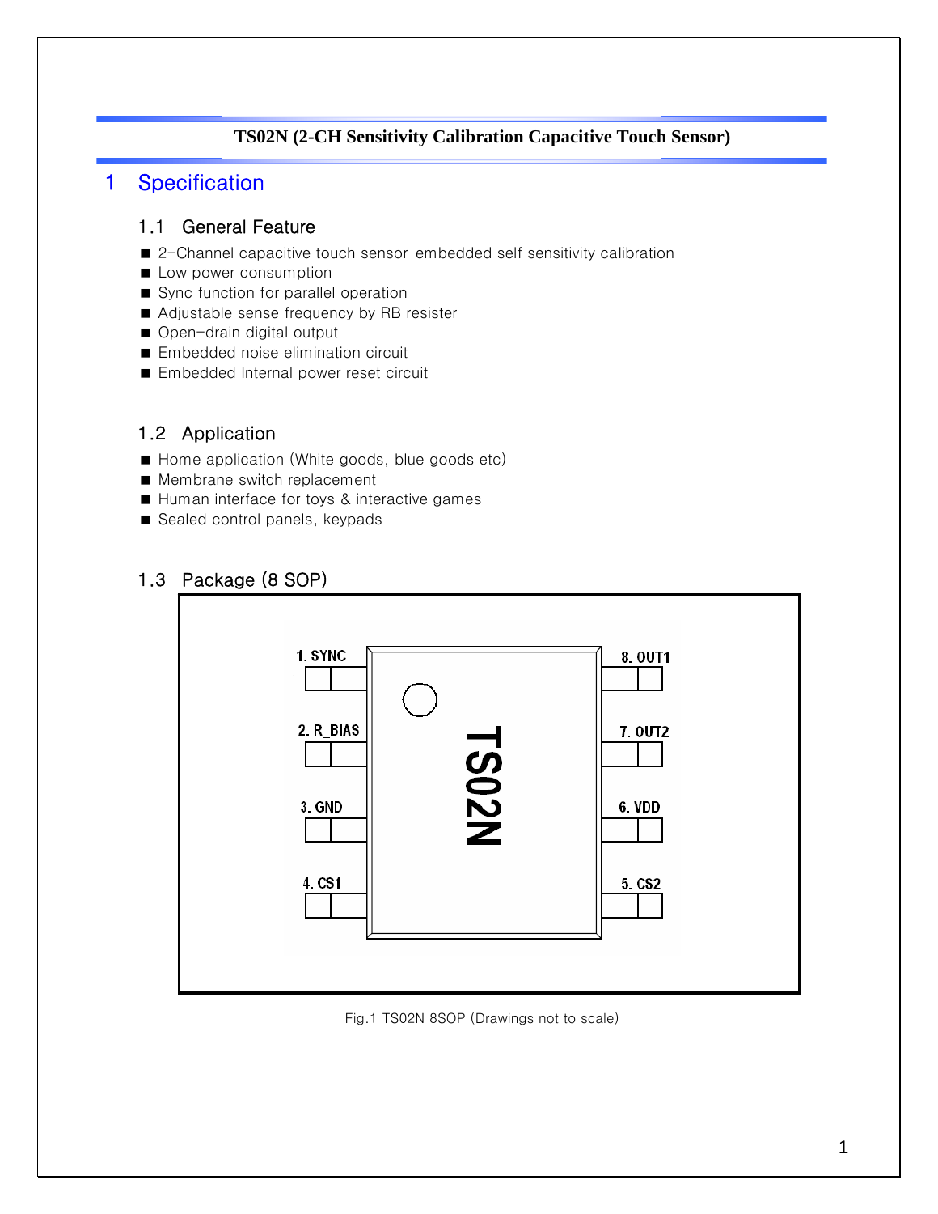**TS02N (2-CH Sensitivity Calibration Capacitive Touch Sensor)**

# 1 Specification

## 1.1 General Feature

- 2-Channel capacitive touch sensor embedded self sensitivity calibration
- Low power consumption
- Sync function for parallel operation
- Adjustable sense frequency by RB resister
- Open-drain digital output
- Embedded noise elimination circuit
- Embedded Internal power reset circuit

## 1.2 Application

- Home application (White goods, blue goods etc)
- Membrane switch replacement
- Human interface for toys & interactive games
- Sealed control panels, keypads

## 1.3 Package (8 SOP)

| Pin | Name | Pin | Name |
|---|---|---|---|
| 1 | SYNC | 8 | OUT1 |
| 2 | R_BIAS | 7 | OUT2 |
| 3 | GND | 6 | VDD |
| 4 | CS1 | 5 | CS2 |

Fig.1 TS02N 8SOP (Drawings not to scale)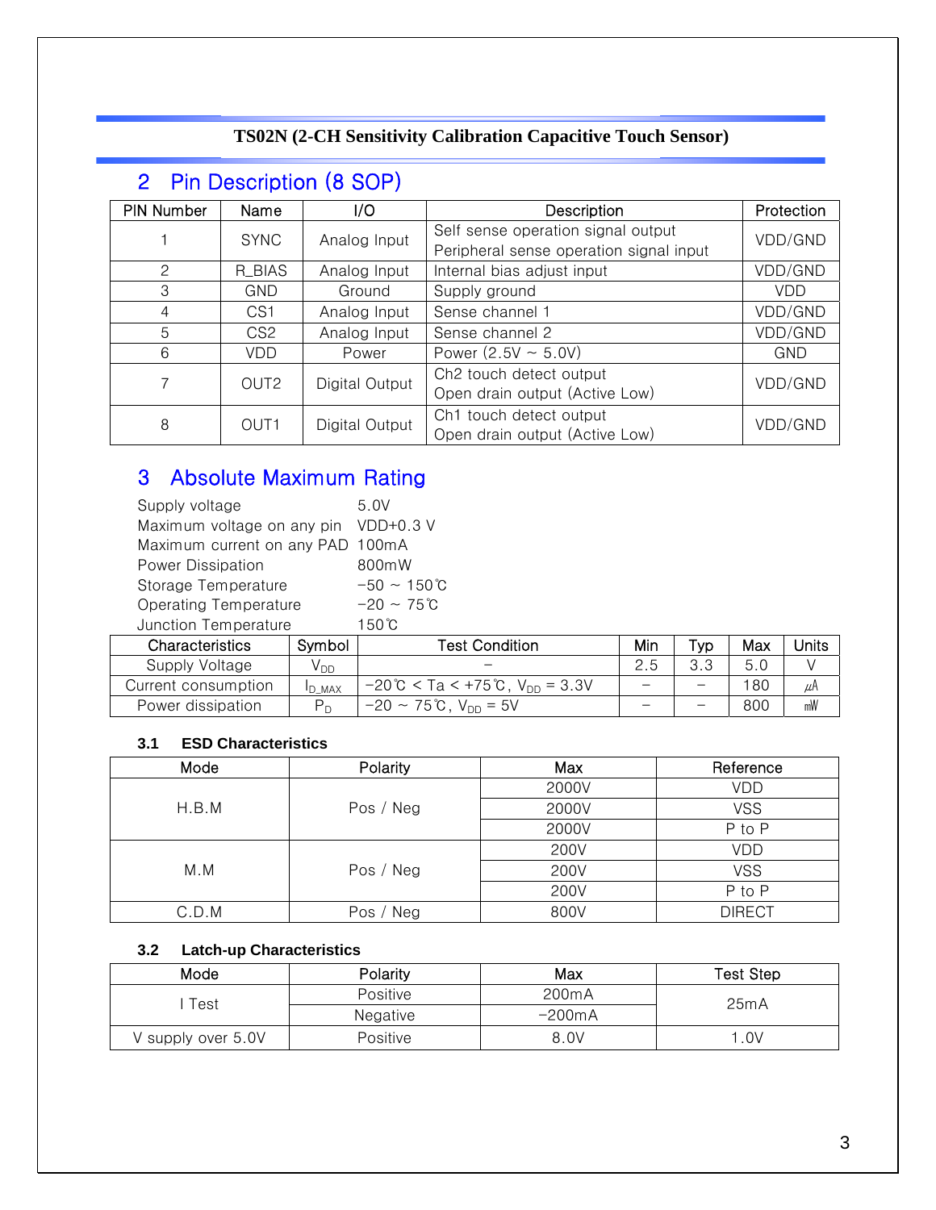## 2 Pin Description (8 SOP)

| PIN Number | Name | I/O | Description | Protection |
|---|---|---|---|---|
| 1 | SYNC | Analog Input | Self sense operation signal output<br>Peripheral sense operation signal input | VDD/GND |
| 2 | R_BIAS | Analog Input | Internal bias adjust input | VDD/GND |
| 3 | GND | Ground | Supply ground | VDD |
| 4 | CS1 | Analog Input | Sense channel 1 | VDD/GND |
| 5 | CS2 | Analog Input | Sense channel 2 | VDD/GND |
| 6 | VDD | Power | Power (2.5V ~ 5.0V) | GND |
| 7 | OUT2 | Digital Output | Ch2 touch detect output<br>Open drain output (Active Low) | VDD/GND |
| 8 | OUT1 | Digital Output | Ch1 touch detect output<br>Open drain output (Active Low) | VDD/GND |

## 3 Absolute Maximum Rating

Supply voltage 5.0V
Maximum voltage on any pin VDD+0.3 V
Maximum current on any PAD 100mA
Power Dissipation 800mW
Storage Temperature -50 ~ 150℃
Operating Temperature -20 ~ 75℃
Junction Temperature 150℃

| Characteristics | Symbol | Test Condition | Min | Typ | Max | Units |
|---|---|---|---|---|---|---|
| Supply Voltage | $V_{DD}$ | - | 2.5 | 3.3 | 5.0 | V |
| Current consumption | $I_{D\_MAX}$ | -20℃ < Ta < +75℃, $V_{DD}$ = 3.3V | - | - | 180 | ㎂ |
| Power dissipation | $P_D$ | -20 ~ 75℃, $V_{DD}$ = 5V | - | - | 800 | ㎽ |

### 3.1 ESD Characteristics

| Mode | Polarity | Max | Reference |
|---|---|---|---|
| H.B.M | Pos / Neg | 2000V | VDD |
| | | 2000V | VSS |
| | | 2000V | P to P |
| M.M | Pos / Neg | 200V | VDD |
| | | 200V | VSS |
| | | 200V | P to P |
| C.D.M | Pos / Neg | 800V | DIRECT |

### 3.2 Latch-up Characteristics

| Mode | Polarity | Max | Test Step |
|---|---|---|---|
| I Test | Positive | 200mA | 25mA |
| | Negative | -200mA | |
| V supply over 5.0V | Positive | 8.0V | 1.0V |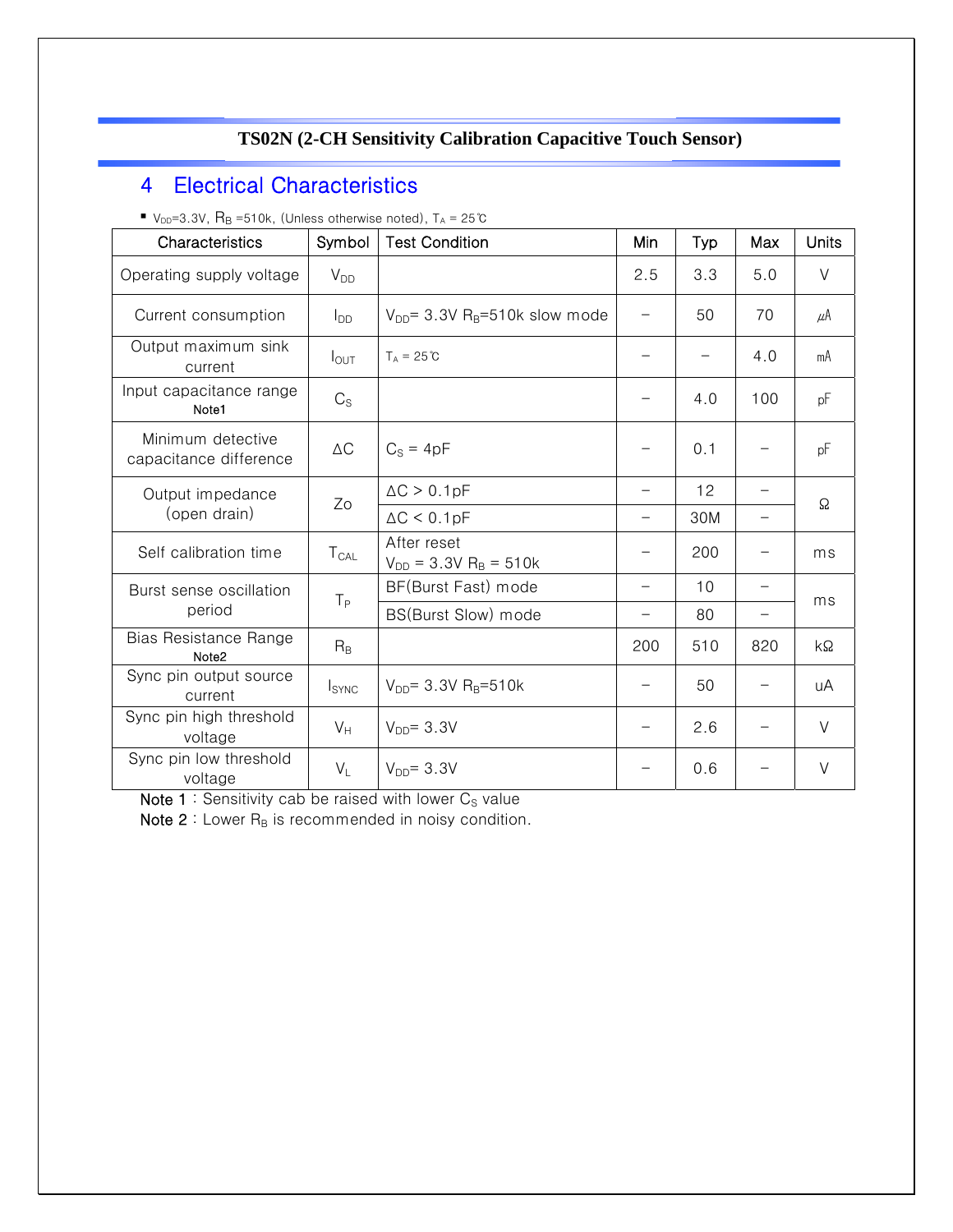## 4 Electrical Characteristics

- $V_{DD}$=3.3V, $R_B$ =510k, (Unless otherwise noted), $T_A$ = 25℃

| Characteristics | Symbol | Test Condition | Min | Typ | Max | Units |
|---|---|---|---|---|---|---|
| Operating supply voltage | $V_{DD}$ | | 2.5 | 3.3 | 5.0 | V |
| Current consumption | $I_{DD}$ | $V_{DD}$= 3.3V $R_B$=510k slow mode | – | 50 | 70 | ㎂ |
| Output maximum sink current | $I_{OUT}$ | $T_A$ = 25℃ | – | – | 4.0 | ㎃ |
| Input capacitance range Note1 | $C_S$ | | – | 4.0 | 100 | ㎊ |
| Minimum detective capacitance difference | ΔC | $C_S$ = 4pF | – | 0.1 | – | ㎊ |
| Output impedance (open drain) | Zo | ΔC > 0.1pF | – | 12 | – | Ω |
| | | ΔC < 0.1pF | – | 30M | – | |
| Self calibration time | $T_{CAL}$ | After reset $V_{DD}$ = 3.3V $R_B$ = 510k | – | 200 | – | ms |
| Burst sense oscillation period | $T_P$ | BF(Burst Fast) mode | – | 10 | – | ms |
| | | BS(Burst Slow) mode | – | 80 | – | |
| Bias Resistance Range Note2 | $R_B$ | | 200 | 510 | 820 | kΩ |
| Sync pin output source current | $I_{SYNC}$ | $V_{DD}$= 3.3V $R_B$=510k | – | 50 | – | uA |
| Sync pin high threshold voltage | $V_H$ | $V_{DD}$= 3.3V | – | 2.6 | – | V |
| Sync pin low threshold voltage | $V_L$ | $V_{DD}$= 3.3V | – | 0.6 | – | V |

Note 1 : Sensitivity cab be raised with lower $C_S$ value

Note 2 : Lower $R_B$ is recommended in noisy condition.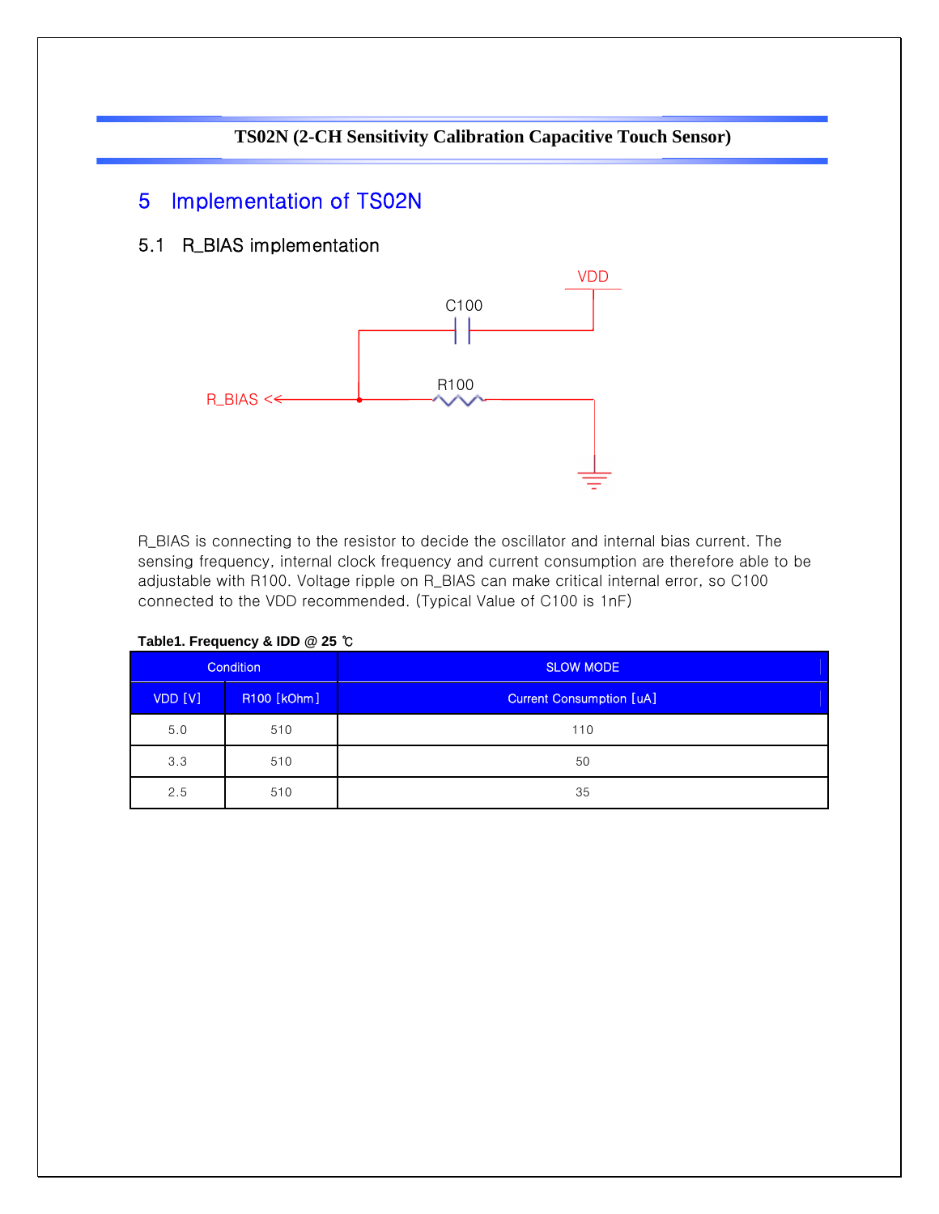# 5 Implementation of TS02N

## 5.1 R_BIAS implementation

R_BIAS is connecting to the resistor to decide the oscillator and internal bias current. The sensing frequency, internal clock frequency and current consumption are therefore able to be adjustable with R100. Voltage ripple on R_BIAS can make critical internal error, so C100 connected to the VDD recommended. (Typical Value of C100 is 1nF)

**Table1. Frequency & IDD @ 25 ℃**

| Condition | | SLOW MODE |
|---|---|---|
| VDD [V] | R100 [kOhm] | Current Consumption [uA] |
| 5.0 | 510 | 110 |
| 3.3 | 510 | 50 |
| 2.5 | 510 | 35 |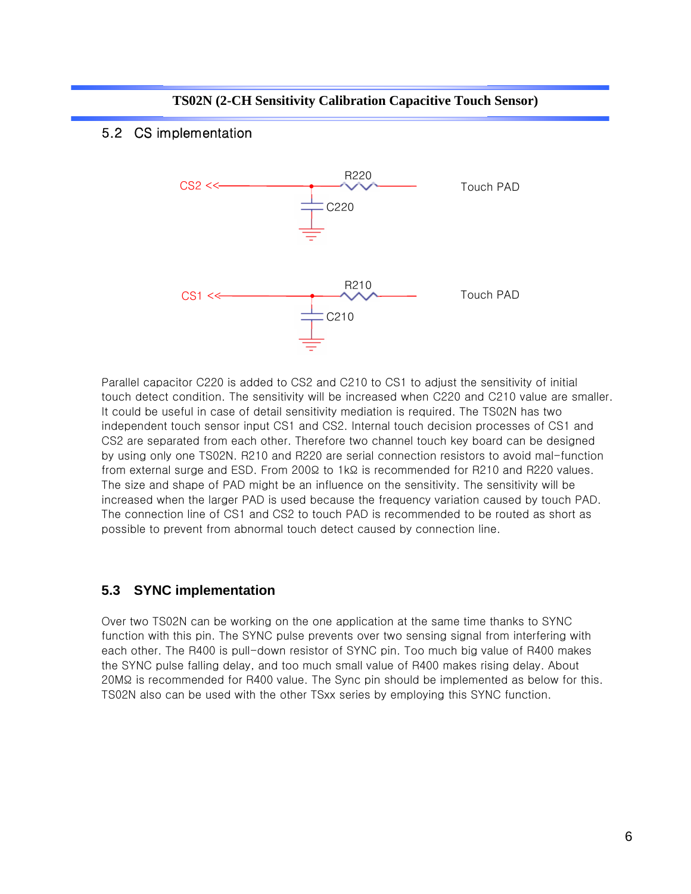## 5.2 CS implementation

CS2 << R220 Touch PAD
C220

CS1 << R210 Touch PAD
C210

Parallel capacitor C220 is added to CS2 and C210 to CS1 to adjust the sensitivity of initial touch detect condition. The sensitivity will be increased when C220 and C210 value are smaller. It could be useful in case of detail sensitivity mediation is required. The TS02N has two independent touch sensor input CS1 and CS2. Internal touch decision processes of CS1 and CS2 are separated from each other. Therefore two channel touch key board can be designed by using only one TS02N. R210 and R220 are serial connection resistors to avoid mal-function from external surge and ESD. From 200Ω to 1kΩ is recommended for R210 and R220 values. The size and shape of PAD might be an influence on the sensitivity. The sensitivity will be increased when the larger PAD is used because the frequency variation caused by touch PAD. The connection line of CS1 and CS2 to touch PAD is recommended to be routed as short as possible to prevent from abnormal touch detect caused by connection line.

## 5.3 SYNC implementation

Over two TS02N can be working on the one application at the same time thanks to SYNC function with this pin. The SYNC pulse prevents over two sensing signal from interfering with each other. The R400 is pull-down resistor of SYNC pin. Too much big value of R400 makes the SYNC pulse falling delay, and too much small value of R400 makes rising delay. About 20MΩ is recommended for R400 value. The Sync pin should be implemented as below for this. TS02N also can be used with the other TSxx series by employing this SYNC function.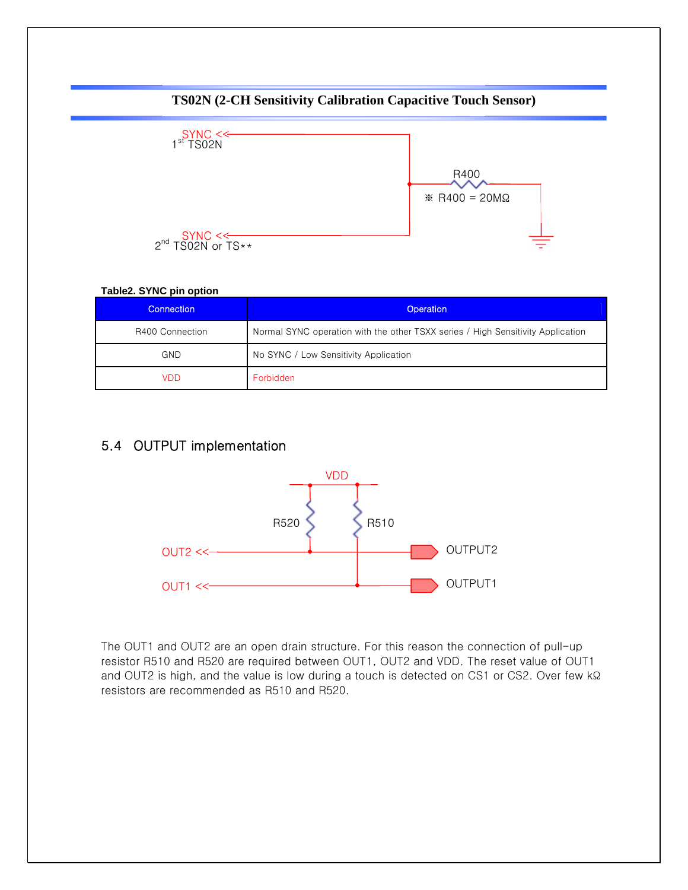1st TS02N SYNC <<

2nd TS02N or TS** SYNC <<

R400

※ R400 = 20MΩ

**Table2. SYNC pin option**

| Connection | Operation |
|---|---|
| R400 Connection | Normal SYNC operation with the other TSXX series / High Sensitivity Application |
| GND | No SYNC / Low Sensitivity Application |
| VDD | Forbidden |

## 5.4 OUTPUT implementation

VDD

R520 R510

OUT2 << OUTPUT2

OUT1 << OUTPUT1

The OUT1 and OUT2 are an open drain structure. For this reason the connection of pull-up resistor R510 and R520 are required between OUT1, OUT2 and VDD. The reset value of OUT1 and OUT2 is high, and the value is low during a touch is detected on CS1 or CS2. Over few kΩ resistors are recommended as R510 and R520.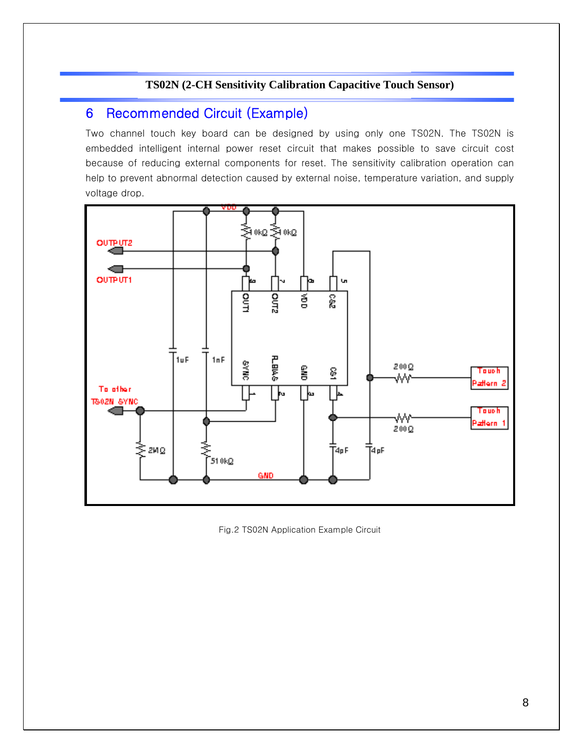## 6 Recommended Circuit (Example)

Two channel touch key board can be designed by using only one TS02N. The TS02N is embedded intelligent internal power reset circuit that makes possible to save circuit cost because of reducing external components for reset. The sensitivity calibration operation can help to prevent abnormal detection caused by external noise, temperature variation, and supply voltage drop.

Fig.2 TS02N Application Example Circuit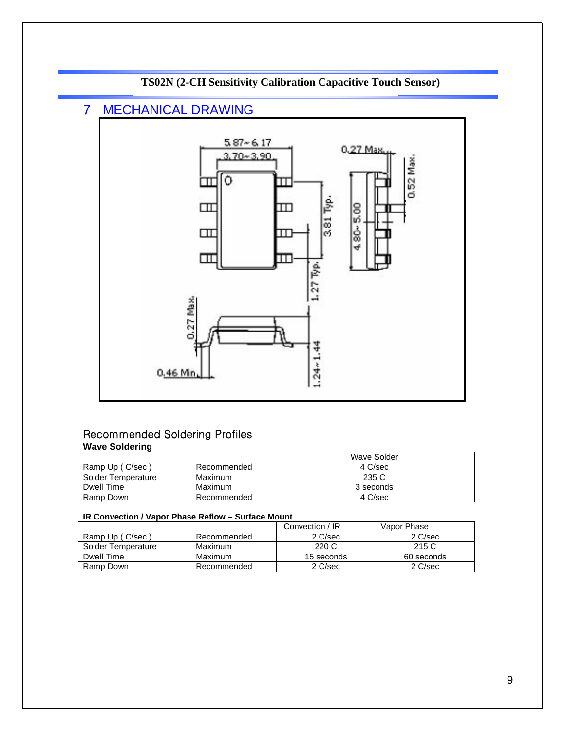## 7 MECHANICAL DRAWING

5.87~6.17

3.70~3.90

0.27 Max.

0.52 Max.

3.81 Typ.

4.80~5.00

1.27 Typ.

0.27 Max.

0.46 Min.

1.24~1.44

### Recommended Soldering Profiles

**Wave Soldering**

| | | Wave Solder |
|---|---|---|
| Ramp Up ( C/sec ) | Recommended | 4 C/sec |
| Solder Temperature | Maximum | 235 C |
| Dwell Time | Maximum | 3 seconds |
| Ramp Down | Recommended | 4 C/sec |

**IR Convection / Vapor Phase Reflow – Surface Mount**

| | | Convection / IR | Vapor Phase |
|---|---|---|---|
| Ramp Up ( C/sec ) | Recommended | 2 C/sec | 2 C/sec |
| Solder Temperature | Maximum | 220 C | 215 C |
| Dwell Time | Maximum | 15 seconds | 60 seconds |
| Ramp Down | Recommended | 2 C/sec | 2 C/sec |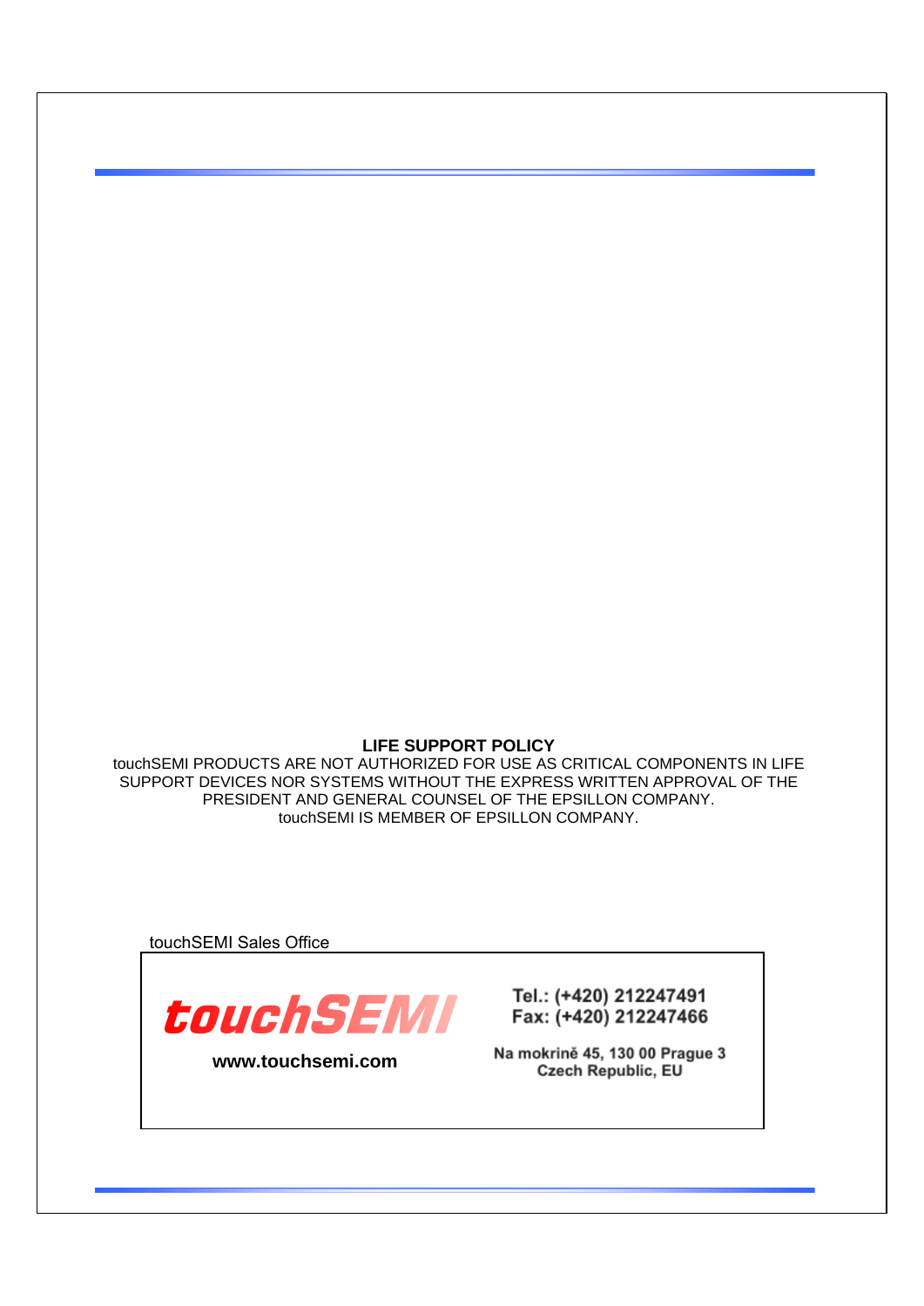**LIFE SUPPORT POLICY**

touchSEMI PRODUCTS ARE NOT AUTHORIZED FOR USE AS CRITICAL COMPONENTS IN LIFE SUPPORT DEVICES NOR SYSTEMS WITHOUT THE EXPRESS WRITTEN APPROVAL OF THE PRESIDENT AND GENERAL COUNSEL OF THE EPSILLON COMPANY.
touchSEMI IS MEMBER OF EPSILLON COMPANY.

touchSEMI Sales Office

touchSEMI

**www.touchsemi.com**

**Tel.: (+420) 212247491**
**Fax: (+420) 212247466**

**Na mokrině 45, 130 00 Prague 3**
**Czech Republic, EU**